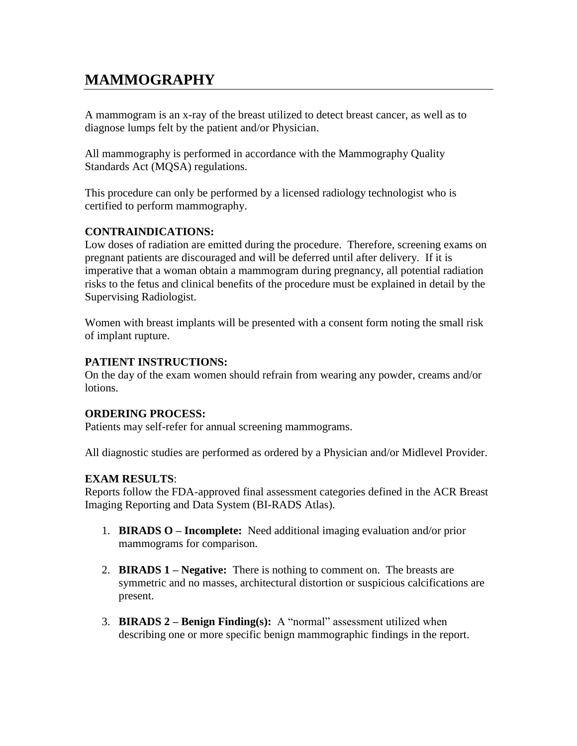# MAMMOGRAPHY

A mammogram is an x-ray of the breast utilized to detect breast cancer, as well as to diagnose lumps felt by the patient and/or Physician.

All mammography is performed in accordance with the Mammography Quality Standards Act (MQSA) regulations.

This procedure can only be performed by a licensed radiology technologist who is certified to perform mammography.

**CONTRAINDICATIONS:**
Low doses of radiation are emitted during the procedure. Therefore, screening exams on pregnant patients are discouraged and will be deferred until after delivery. If it is imperative that a woman obtain a mammogram during pregnancy, all potential radiation risks to the fetus and clinical benefits of the procedure must be explained in detail by the Supervising Radiologist.

Women with breast implants will be presented with a consent form noting the small risk of implant rupture.

**PATIENT INSTRUCTIONS:**
On the day of the exam women should refrain from wearing any powder, creams and/or lotions.

**ORDERING PROCESS:**
Patients may self-refer for annual screening mammograms.

All diagnostic studies are performed as ordered by a Physician and/or Midlevel Provider.

**EXAM RESULTS**:
Reports follow the FDA-approved final assessment categories defined in the ACR Breast Imaging Reporting and Data System (BI-RADS Atlas).

1. **BIRADS O – Incomplete:** Need additional imaging evaluation and/or prior mammograms for comparison.

2. **BIRADS 1 – Negative:** There is nothing to comment on. The breasts are symmetric and no masses, architectural distortion or suspicious calcifications are present.

3. **BIRADS 2 – Benign Finding(s):** A "normal" assessment utilized when describing one or more specific benign mammographic findings in the report.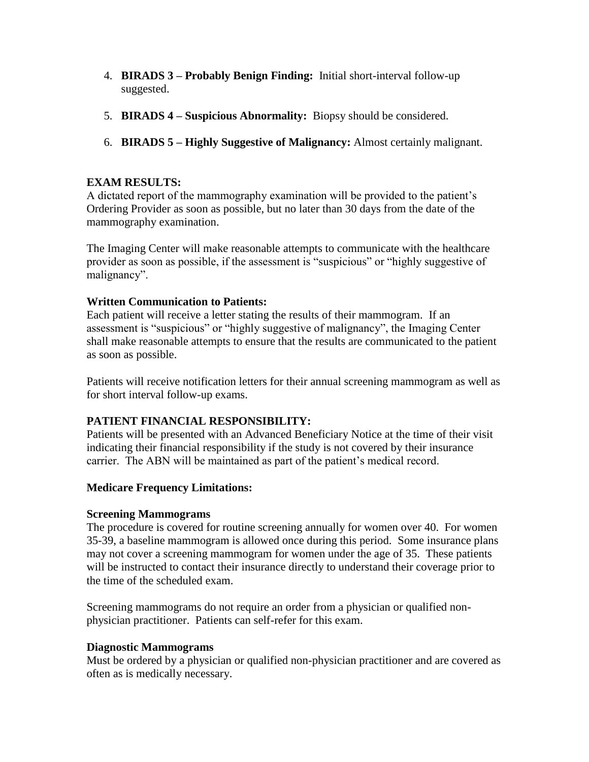4. **BIRADS 3 – Probably Benign Finding:** Initial short-interval follow-up suggested.

5. **BIRADS 4 – Suspicious Abnormality:** Biopsy should be considered.

6. **BIRADS 5 – Highly Suggestive of Malignancy:** Almost certainly malignant.

## EXAM RESULTS:

A dictated report of the mammography examination will be provided to the patient's Ordering Provider as soon as possible, but no later than 30 days from the date of the mammography examination.

The Imaging Center will make reasonable attempts to communicate with the healthcare provider as soon as possible, if the assessment is "suspicious" or "highly suggestive of malignancy".

### Written Communication to Patients:

Each patient will receive a letter stating the results of their mammogram. If an assessment is "suspicious" or "highly suggestive of malignancy", the Imaging Center shall make reasonable attempts to ensure that the results are communicated to the patient as soon as possible.

Patients will receive notification letters for their annual screening mammogram as well as for short interval follow-up exams.

## PATIENT FINANCIAL RESPONSIBILITY:

Patients will be presented with an Advanced Beneficiary Notice at the time of their visit indicating their financial responsibility if the study is not covered by their insurance carrier. The ABN will be maintained as part of the patient's medical record.

### Medicare Frequency Limitations:

#### Screening Mammograms

The procedure is covered for routine screening annually for women over 40. For women 35-39, a baseline mammogram is allowed once during this period. Some insurance plans may not cover a screening mammogram for women under the age of 35. These patients will be instructed to contact their insurance directly to understand their coverage prior to the time of the scheduled exam.

Screening mammograms do not require an order from a physician or qualified non-physician practitioner. Patients can self-refer for this exam.

#### Diagnostic Mammograms

Must be ordered by a physician or qualified non-physician practitioner and are covered as often as is medically necessary.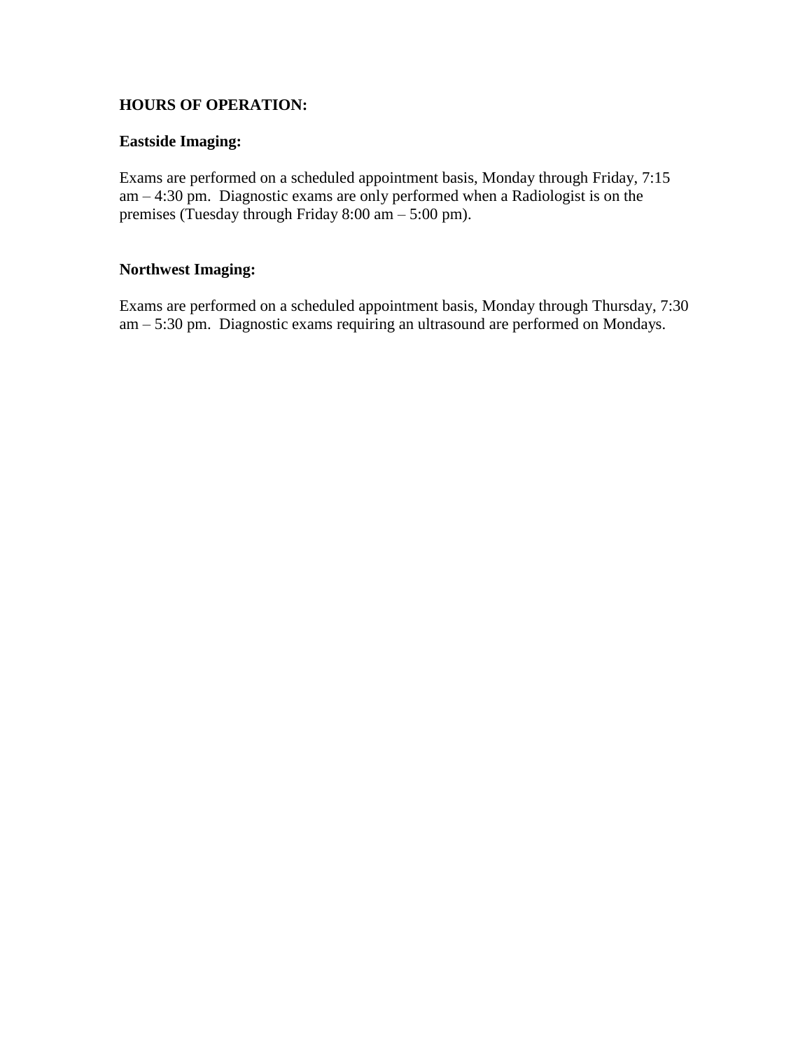**HOURS OF OPERATION:**

**Eastside Imaging:**

Exams are performed on a scheduled appointment basis, Monday through Friday, 7:15 am – 4:30 pm. Diagnostic exams are only performed when a Radiologist is on the premises (Tuesday through Friday 8:00 am – 5:00 pm).

**Northwest Imaging:**

Exams are performed on a scheduled appointment basis, Monday through Thursday, 7:30 am – 5:30 pm. Diagnostic exams requiring an ultrasound are performed on Mondays.